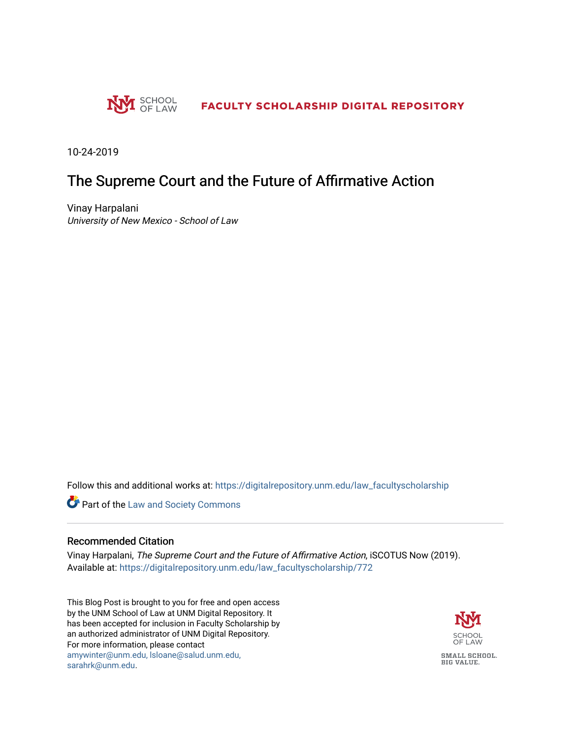SCHOOL OF LAW

FACULTY SCHOLARSHIP DIGITAL REPOSITORY

10-24-2019

# The Supreme Court and the Future of Affirmative Action

Vinay Harpalani
*University of New Mexico - School of Law*

Follow this and additional works at: https://digitalrepository.unm.edu/law_facultyscholarship

Part of the Law and Society Commons

## Recommended Citation

Vinay Harpalani, *The Supreme Court and the Future of Affirmative Action*, iSCOTUS Now (2019).
Available at: https://digitalrepository.unm.edu/law_facultyscholarship/772

This Blog Post is brought to you for free and open access by the UNM School of Law at UNM Digital Repository. It has been accepted for inclusion in Faculty Scholarship by an authorized administrator of UNM Digital Repository. For more information, please contact amywinter@unm.edu, lsloane@salud.unm.edu, sarahrk@unm.edu.

SCHOOL OF LAW

SMALL SCHOOL. BIG VALUE.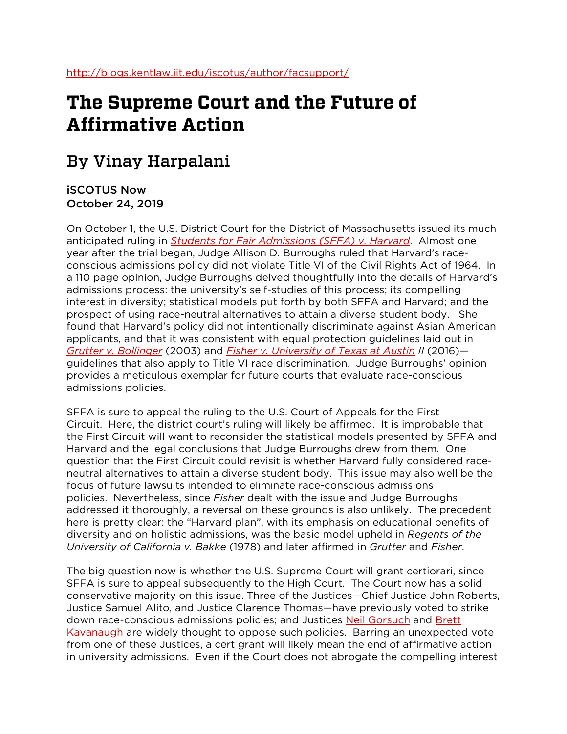http://blogs.kentlaw.iit.edu/iscotus/author/facsupport/

# The Supreme Court and the Future of Affirmative Action

## By Vinay Harpalani

**iSCOTUS Now**
**October 24, 2019**

On October 1, the U.S. District Court for the District of Massachusetts issued its much anticipated ruling in *Students for Fair Admissions (SFFA) v. Harvard*. Almost one year after the trial began, Judge Allison D. Burroughs ruled that Harvard's race-conscious admissions policy did not violate Title VI of the Civil Rights Act of 1964. In a 110 page opinion, Judge Burroughs delved thoughtfully into the details of Harvard's admissions process: the university's self-studies of this process; its compelling interest in diversity; statistical models put forth by both SFFA and Harvard; and the prospect of using race-neutral alternatives to attain a diverse student body. She found that Harvard's policy did not intentionally discriminate against Asian American applicants, and that it was consistent with equal protection guidelines laid out in *Grutter v. Bollinger* (2003) and *Fisher v. University of Texas at Austin II* (2016)—guidelines that also apply to Title VI race discrimination. Judge Burroughs' opinion provides a meticulous exemplar for future courts that evaluate race-conscious admissions policies.

SFFA is sure to appeal the ruling to the U.S. Court of Appeals for the First Circuit. Here, the district court's ruling will likely be affirmed. It is improbable that the First Circuit will want to reconsider the statistical models presented by SFFA and Harvard and the legal conclusions that Judge Burroughs drew from them. One question that the First Circuit could revisit is whether Harvard fully considered race-neutral alternatives to attain a diverse student body. This issue may also well be the focus of future lawsuits intended to eliminate race-conscious admissions policies. Nevertheless, since *Fisher* dealt with the issue and Judge Burroughs addressed it thoroughly, a reversal on these grounds is also unlikely. The precedent here is pretty clear: the "Harvard plan", with its emphasis on educational benefits of diversity and on holistic admissions, was the basic model upheld in *Regents of the University of California v. Bakke* (1978) and later affirmed in *Grutter* and *Fisher*.

The big question now is whether the U.S. Supreme Court will grant certiorari, since SFFA is sure to appeal subsequently to the High Court. The Court now has a solid conservative majority on this issue. Three of the Justices—Chief Justice John Roberts, Justice Samuel Alito, and Justice Clarence Thomas—have previously voted to strike down race-conscious admissions policies; and Justices Neil Gorsuch and Brett Kavanaugh are widely thought to oppose such policies. Barring an unexpected vote from one of these Justices, a cert grant will likely mean the end of affirmative action in university admissions. Even if the Court does not abrogate the compelling interest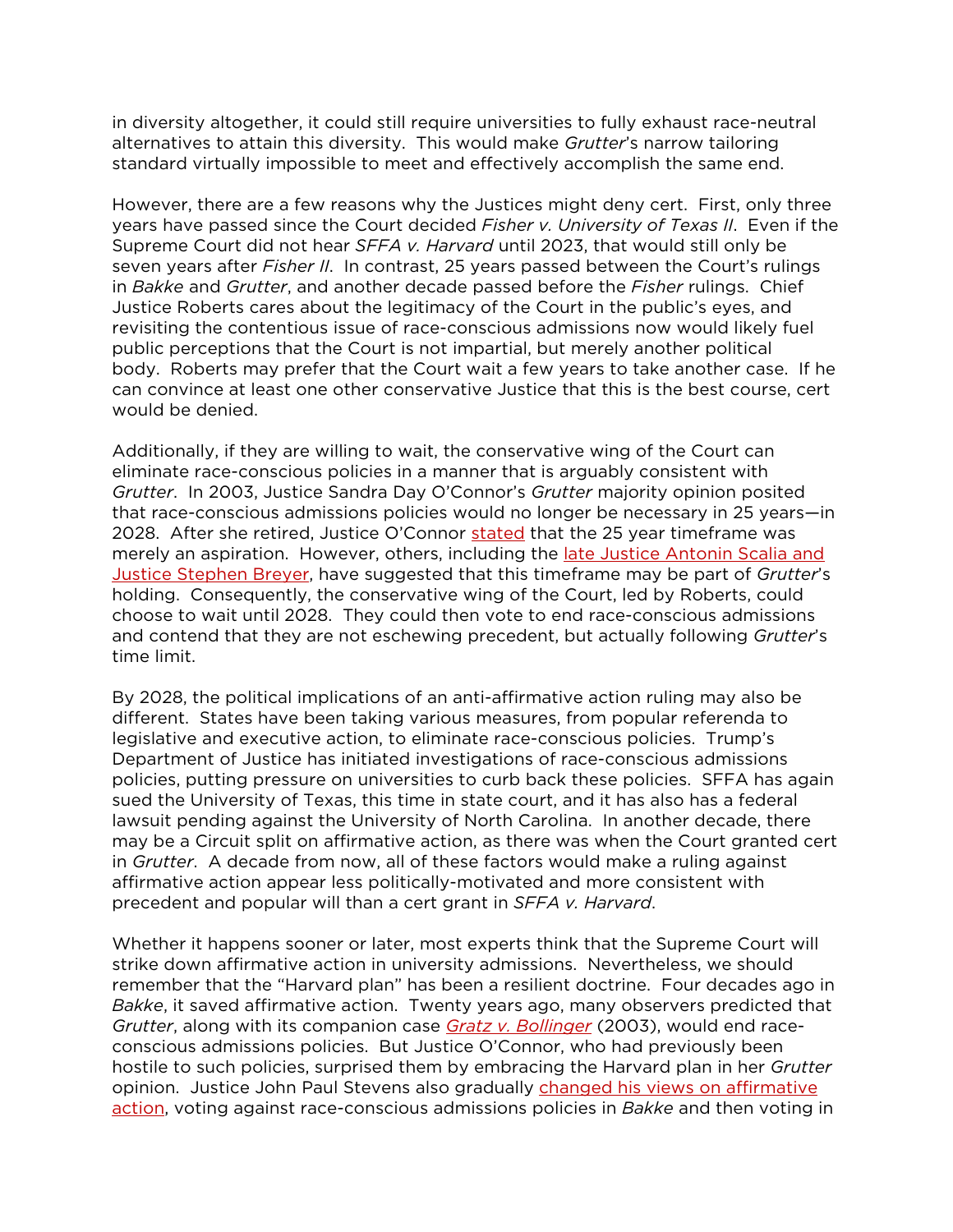in diversity altogether, it could still require universities to fully exhaust race-neutral alternatives to attain this diversity. This would make *Grutter*'s narrow tailoring standard virtually impossible to meet and effectively accomplish the same end.

However, there are a few reasons why the Justices might deny cert. First, only three years have passed since the Court decided *Fisher v. University of Texas II*. Even if the Supreme Court did not hear *SFFA v. Harvard* until 2023, that would still only be seven years after *Fisher II*. In contrast, 25 years passed between the Court's rulings in *Bakke* and *Grutter*, and another decade passed before the *Fisher* rulings. Chief Justice Roberts cares about the legitimacy of the Court in the public's eyes, and revisiting the contentious issue of race-conscious admissions now would likely fuel public perceptions that the Court is not impartial, but merely another political body. Roberts may prefer that the Court wait a few years to take another case. If he can convince at least one other conservative Justice that this is the best course, cert would be denied.

Additionally, if they are willing to wait, the conservative wing of the Court can eliminate race-conscious policies in a manner that is arguably consistent with *Grutter*. In 2003, Justice Sandra Day O'Connor's *Grutter* majority opinion posited that race-conscious admissions policies would no longer be necessary in 25 years—in 2028. After she retired, Justice O'Connor [stated] that the 25 year timeframe was merely an aspiration. However, others, including the [late Justice Antonin Scalia and Justice Stephen Breyer], have suggested that this timeframe may be part of *Grutter*'s holding. Consequently, the conservative wing of the Court, led by Roberts, could choose to wait until 2028. They could then vote to end race-conscious admissions and contend that they are not eschewing precedent, but actually following *Grutter*'s time limit.

By 2028, the political implications of an anti-affirmative action ruling may also be different. States have been taking various measures, from popular referenda to legislative and executive action, to eliminate race-conscious policies. Trump's Department of Justice has initiated investigations of race-conscious admissions policies, putting pressure on universities to curb back these policies. SFFA has again sued the University of Texas, this time in state court, and it has also has a federal lawsuit pending against the University of North Carolina. In another decade, there may be a Circuit split on affirmative action, as there was when the Court granted cert in *Grutter*. A decade from now, all of these factors would make a ruling against affirmative action appear less politically-motivated and more consistent with precedent and popular will than a cert grant in *SFFA v. Harvard*.

Whether it happens sooner or later, most experts think that the Supreme Court will strike down affirmative action in university admissions. Nevertheless, we should remember that the "Harvard plan" has been a resilient doctrine. Four decades ago in *Bakke*, it saved affirmative action. Twenty years ago, many observers predicted that *Grutter*, along with its companion case *Gratz v. Bollinger* (2003), would end race-conscious admissions policies. But Justice O'Connor, who had previously been hostile to such policies, surprised them by embracing the Harvard plan in her *Grutter* opinion. Justice John Paul Stevens also gradually [changed his views on affirmative action], voting against race-conscious admissions policies in *Bakke* and then voting in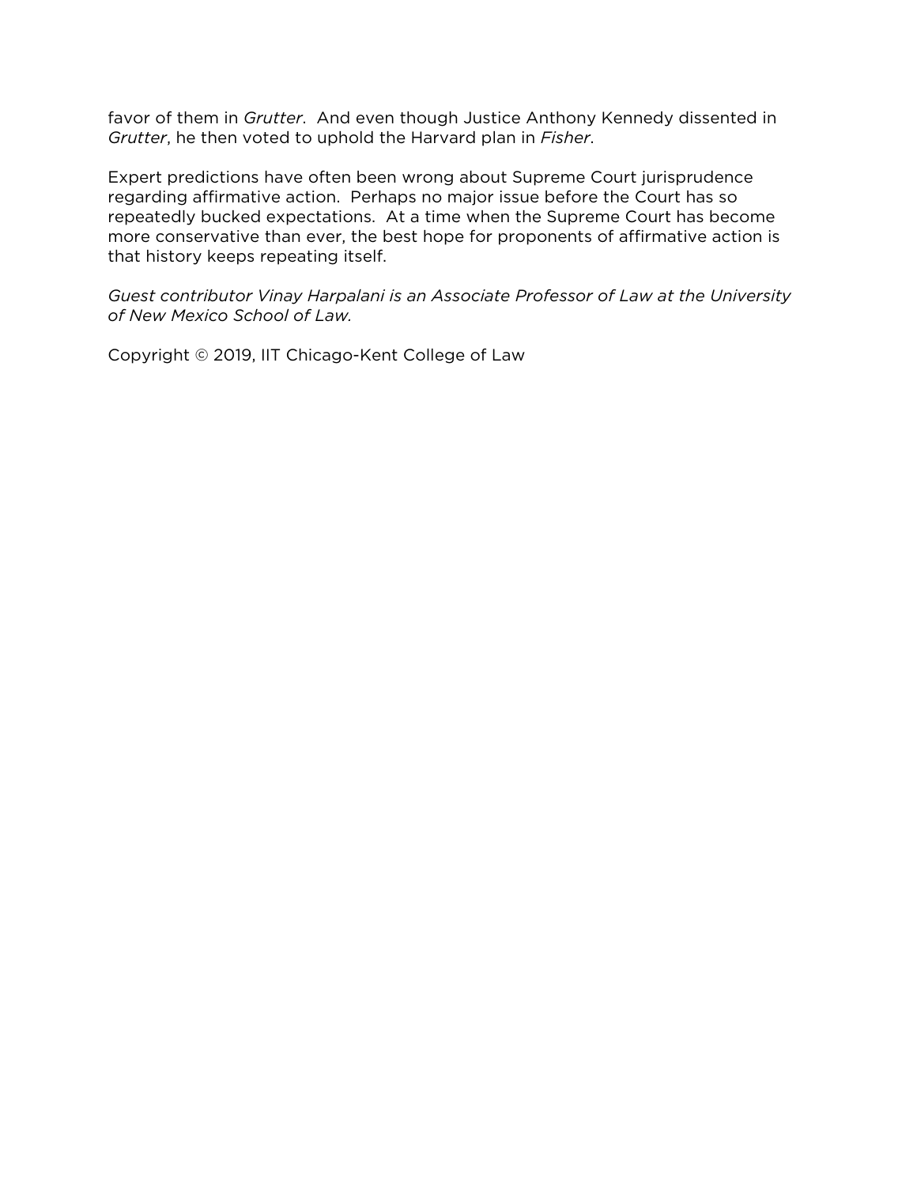favor of them in *Grutter*. And even though Justice Anthony Kennedy dissented in *Grutter*, he then voted to uphold the Harvard plan in *Fisher*.

Expert predictions have often been wrong about Supreme Court jurisprudence regarding affirmative action. Perhaps no major issue before the Court has so repeatedly bucked expectations. At a time when the Supreme Court has become more conservative than ever, the best hope for proponents of affirmative action is that history keeps repeating itself.

*Guest contributor Vinay Harpalani is an Associate Professor of Law at the University of New Mexico School of Law.*

Copyright © 2019, IIT Chicago-Kent College of Law